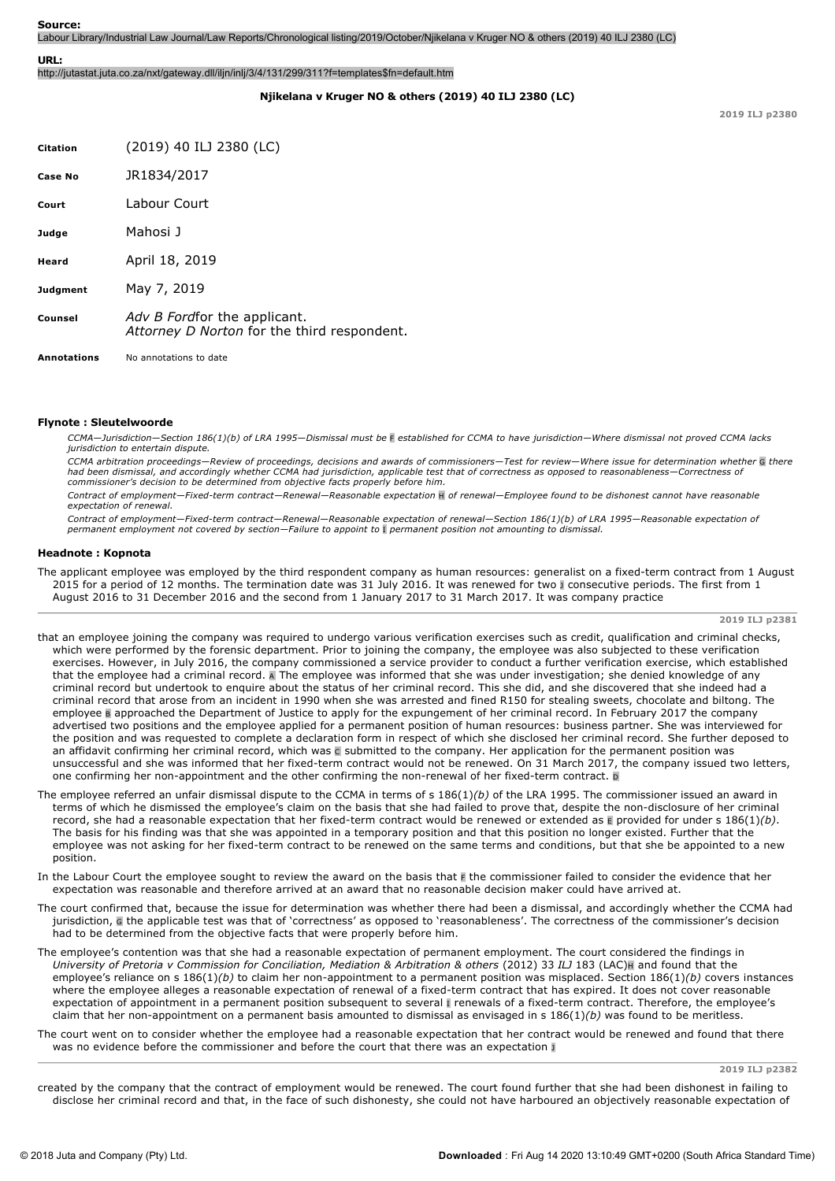**Source:**
Labour Library/Industrial Law Journal/Law Reports/Chronological listing/2019/October/Njikelana v Kruger NO & others (2019) 40 ILJ 2380 (LC)

**URL:**
http://jutastat.juta.co.za/nxt/gateway.dll/iljn/inlj/3/4/131/299/311?f=templates$fn=default.htm

# Njikelana v Kruger NO & others (2019) 40 ILJ 2380 (LC)

| | |
|---|---|
| **Citation** | (2019) 40 ILJ 2380 (LC) |
| **Case No** | JR1834/2017 |
| **Court** | Labour Court |
| **Judge** | Mahosi J |
| **Heard** | April 18, 2019 |
| **Judgment** | May 7, 2019 |
| **Counsel** | *Adv B Ford*for the applicant.<br>*Attorney D Norton* for the third respondent. |
| **Annotations** | No annotations to date |

## Flynote : Sleutelwoorde

*CCMA—Jurisdiction—Section 186(1)(b) of LRA 1995—Dismissal must be F established for CCMA to have jurisdiction—Where dismissal not proved CCMA lacks jurisdiction to entertain dispute.*

*CCMA arbitration proceedings—Review of proceedings, decisions and awards of commissioners—Test for review—Where issue for determination whether G there had been dismissal, and accordingly whether CCMA had jurisdiction, applicable test that of correctness as opposed to reasonableness—Correctness of commissioner's decision to be determined from objective facts properly before him.*

*Contract of employment—Fixed-term contract—Renewal—Reasonable expectation H of renewal—Employee found to be dishonest cannot have reasonable expectation of renewal.*

*Contract of employment—Fixed-term contract—Renewal—Reasonable expectation of renewal—Section 186(1)(b) of LRA 1995—Reasonable expectation of permanent employment not covered by section—Failure to appoint to I permanent position not amounting to dismissal.*

## Headnote : Kopnota

The applicant employee was employed by the third respondent company as human resources: generalist on a fixed-term contract from 1 August 2015 for a period of 12 months. The termination date was 31 July 2016. It was renewed for two J consecutive periods. The first from 1 August 2016 to 31 December 2016 and the second from 1 January 2017 to 31 March 2017. It was company practice that an employee joining the company was required to undergo various verification exercises such as credit, qualification and criminal checks, which were performed by the forensic department. Prior to joining the company, the employee was also subjected to these verification exercises. However, in July 2016, the company commissioned a service provider to conduct a further verification exercise, which established that the employee had a criminal record. A The employee was informed that she was under investigation; she denied knowledge of any criminal record but undertook to enquire about the status of her criminal record. This she did, and she discovered that she indeed had a criminal record that arose from an incident in 1990 when she was arrested and fined R150 for stealing sweets, chocolate and biltong. The employee B approached the Department of Justice to apply for the expungement of her criminal record. In February 2017 the company advertised two positions and the employee applied for a permanent position of human resources: business partner. She was interviewed for the position and was requested to complete a declaration form in respect of which she disclosed her criminal record. She further deposed to an affidavit confirming her criminal record, which was C submitted to the company. Her application for the permanent position was unsuccessful and she was informed that her fixed-term contract would not be renewed. On 31 March 2017, the company issued two letters, one confirming her non-appointment and the other confirming the non-renewal of her fixed-term contract. D

The employee referred an unfair dismissal dispute to the CCMA in terms of s 186(1)*(b)* of the LRA 1995. The commissioner issued an award in terms of which he dismissed the employee's claim on the basis that she had failed to prove that, despite the non-disclosure of her criminal record, she had a reasonable expectation that her fixed-term contract would be renewed or extended as E provided for under s 186(1)*(b)*. The basis for his finding was that she was appointed in a temporary position and that this position no longer existed. Further that the employee was not asking for her fixed-term contract to be renewed on the same terms and conditions, but that she be appointed to a new position.

In the Labour Court the employee sought to review the award on the basis that F the commissioner failed to consider the evidence that her expectation was reasonable and therefore arrived at an award that no reasonable decision maker could have arrived at.

The court confirmed that, because the issue for determination was whether there had been a dismissal, and accordingly whether the CCMA had jurisdiction, G the applicable test was that of 'correctness' as opposed to 'reasonableness'. The correctness of the commissioner's decision had to be determined from the objective facts that were properly before him.

The employee's contention was that she had a reasonable expectation of permanent employment. The court considered the findings in *University of Pretoria v Commission for Conciliation, Mediation & Arbitration & others* (2012) 33 *ILJ* 183 (LAC)H and found that the employee's reliance on s 186(1)*(b)* to claim her non-appointment to a permanent position was misplaced. Section 186(1)*(b)* covers instances where the employee alleges a reasonable expectation of renewal of a fixed-term contract that has expired. It does not cover reasonable expectation of appointment in a permanent position subsequent to several I renewals of a fixed-term contract. Therefore, the employee's claim that her non-appointment on a permanent basis amounted to dismissal as envisaged in s 186(1)*(b)* was found to be meritless.

The court went on to consider whether the employee had a reasonable expectation that her contract would be renewed and found that there was no evidence before the commissioner and before the court that there was an expectation J created by the company that the contract of employment would be renewed. The court found further that she had been dishonest in failing to disclose her criminal record and that, in the face of such dishonesty, she could not have harboured an objectively reasonable expectation of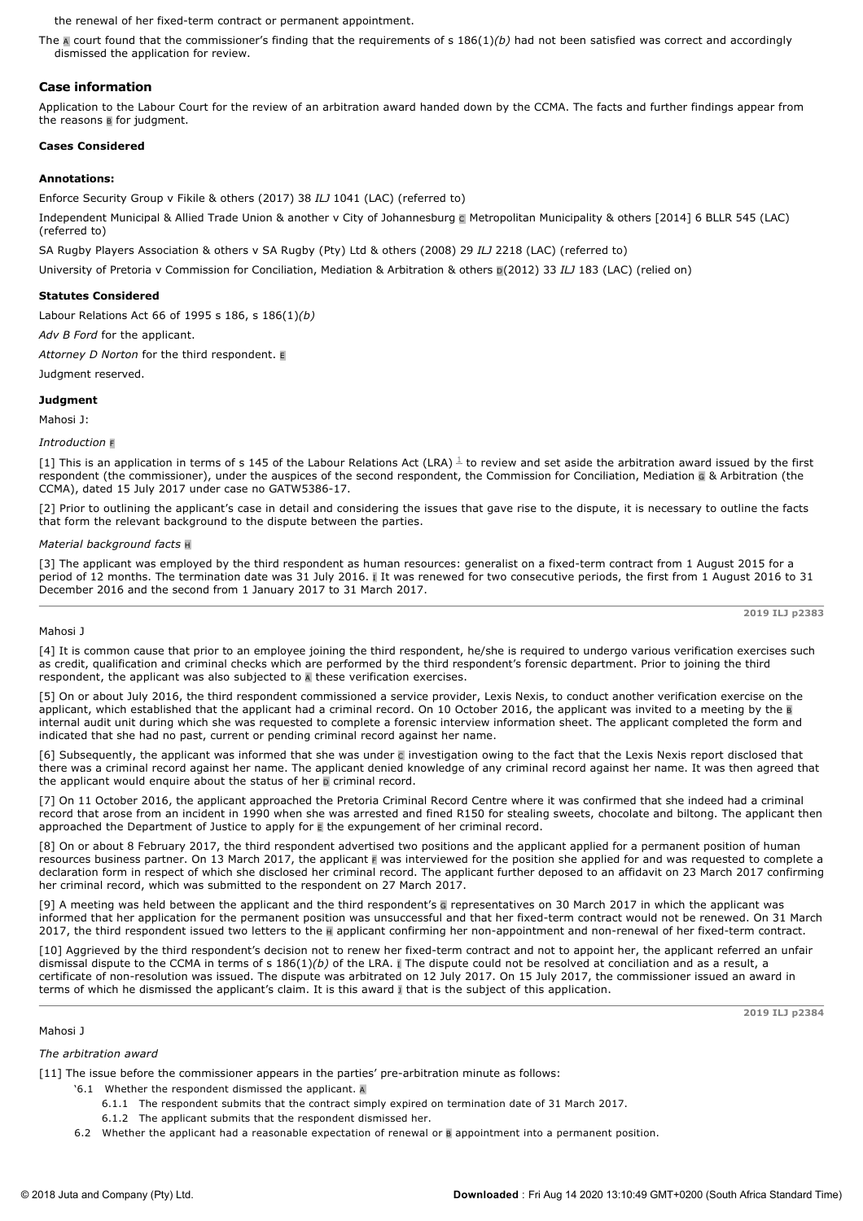the renewal of her fixed-term contract or permanent appointment.

The court found that the commissioner's finding that the requirements of s 186(1)*(b)* had not been satisfied was correct and accordingly dismissed the application for review.

## Case information

Application to the Labour Court for the review of an arbitration award handed down by the CCMA. The facts and further findings appear from the reasons for judgment.

### Cases Considered

### Annotations:

Enforce Security Group v Fikile & others (2017) 38 *ILJ* 1041 (LAC) (referred to)

Independent Municipal & Allied Trade Union & another v City of Johannesburg Metropolitan Municipality & others [2014] 6 BLLR 545 (LAC) (referred to)

SA Rugby Players Association & others v SA Rugby (Pty) Ltd & others (2008) 29 *ILJ* 2218 (LAC) (referred to)

University of Pretoria v Commission for Conciliation, Mediation & Arbitration & others (2012) 33 *ILJ* 183 (LAC) (relied on)

### Statutes Considered

Labour Relations Act 66 of 1995 s 186, s 186(1)*(b)*

*Adv B Ford* for the applicant.

*Attorney D Norton* for the third respondent.

Judgment reserved.

### Judgment

Mahosi J:

*Introduction*

[1] This is an application in terms of s 145 of the Labour Relations Act (LRA) [1] to review and set aside the arbitration award issued by the first respondent (the commissioner), under the auspices of the second respondent, the Commission for Conciliation, Mediation & Arbitration (the CCMA), dated 15 July 2017 under case no GATW5386-17.

[2] Prior to outlining the applicant's case in detail and considering the issues that gave rise to the dispute, it is necessary to outline the facts that form the relevant background to the dispute between the parties.

*Material background facts*

[3] The applicant was employed by the third respondent as human resources: generalist on a fixed-term contract from 1 August 2015 for a period of 12 months. The termination date was 31 July 2016. It was renewed for two consecutive periods, the first from 1 August 2016 to 31 December 2016 and the second from 1 January 2017 to 31 March 2017.

[4] It is common cause that prior to an employee joining the third respondent, he/she is required to undergo various verification exercises such as credit, qualification and criminal checks which are performed by the third respondent's forensic department. Prior to joining the third respondent, the applicant was also subjected to these verification exercises.

[5] On or about July 2016, the third respondent commissioned a service provider, Lexis Nexis, to conduct another verification exercise on the applicant, which established that the applicant had a criminal record. On 10 October 2016, the applicant was invited to a meeting by the internal audit unit during which she was requested to complete a forensic interview information sheet. The applicant completed the form and indicated that she had no past, current or pending criminal record against her name.

[6] Subsequently, the applicant was informed that she was under investigation owing to the fact that the Lexis Nexis report disclosed that there was a criminal record against her name. The applicant denied knowledge of any criminal record against her name. It was then agreed that the applicant would enquire about the status of her criminal record.

[7] On 11 October 2016, the applicant approached the Pretoria Criminal Record Centre where it was confirmed that she indeed had a criminal record that arose from an incident in 1990 when she was arrested and fined R150 for stealing sweets, chocolate and biltong. The applicant then approached the Department of Justice to apply for the expungement of her criminal record.

[8] On or about 8 February 2017, the third respondent advertised two positions and the applicant applied for a permanent position of human resources business partner. On 13 March 2017, the applicant was interviewed for the position she applied for and was requested to complete a declaration form in respect of which she disclosed her criminal record. The applicant further deposed to an affidavit on 23 March 2017 confirming her criminal record, which was submitted to the respondent on 27 March 2017.

[9] A meeting was held between the applicant and the third respondent's representatives on 30 March 2017 in which the applicant was informed that her application for the permanent position was unsuccessful and that her fixed-term contract would not be renewed. On 31 March 2017, the third respondent issued two letters to the applicant confirming her non-appointment and non-renewal of her fixed-term contract.

[10] Aggrieved by the third respondent's decision not to renew her fixed-term contract and not to appoint her, the applicant referred an unfair dismissal dispute to the CCMA in terms of s 186(1)*(b)* of the LRA. The dispute could not be resolved at conciliation and as a result, a certificate of non-resolution was issued. The dispute was arbitrated on 12 July 2017. On 15 July 2017, the commissioner issued an award in terms of which he dismissed the applicant's claim. It is this award that is the subject of this application.

*The arbitration award*

[11] The issue before the commissioner appears in the parties' pre-arbitration minute as follows:

- '6.1 Whether the respondent dismissed the applicant.
  - 6.1.1 The respondent submits that the contract simply expired on termination date of 31 March 2017.
  - 6.1.2 The applicant submits that the respondent dismissed her.
- 6.2 Whether the applicant had a reasonable expectation of renewal or appointment into a permanent position.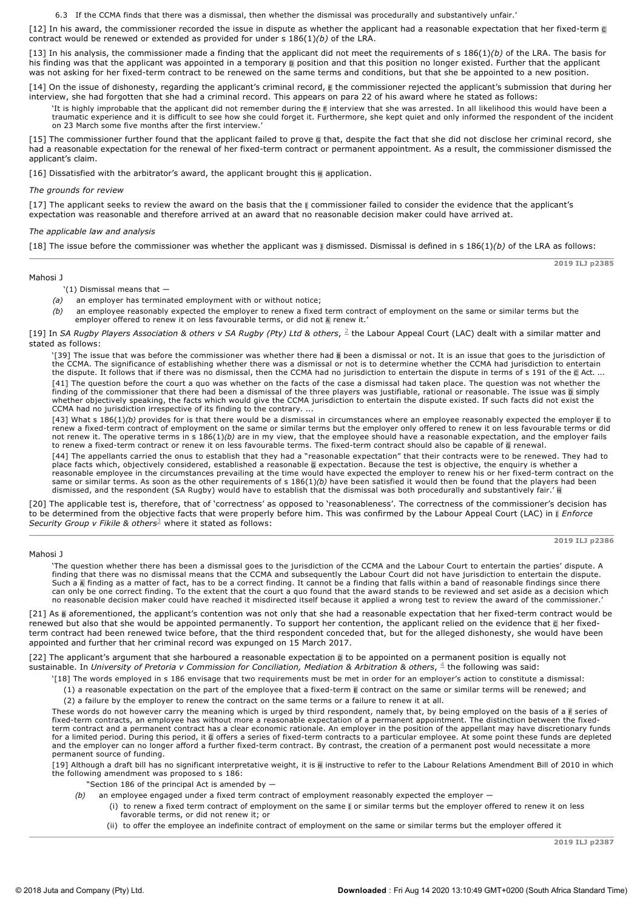6.3 If the CCMA finds that there was a dismissal, then whether the dismissal was procedurally and substantively unfair.'

[12] In his award, the commissioner recorded the issue in dispute as whether the applicant had a reasonable expectation that her fixed-term contract would be renewed or extended as provided for under s 186(1)*(b)* of the LRA.

[13] In his analysis, the commissioner made a finding that the applicant did not meet the requirements of s 186(1)*(b)* of the LRA. The basis for his finding was that the applicant was appointed in a temporary position and that this position no longer existed. Further that the applicant was not asking for her fixed-term contract to be renewed on the same terms and conditions, but that she be appointed to a new position.

[14] On the issue of dishonesty, regarding the applicant's criminal record, the commissioner rejected the applicant's submission that during her interview, she had forgotten that she had a criminal record. This appears on para 22 of his award where he stated as follows:

> 'It is highly improbable that the applicant did not remember during the interview that she was arrested. In all likelihood this would have been a traumatic experience and it is difficult to see how she could forget it. Furthermore, she kept quiet and only informed the respondent of the incident on 23 March some five months after the first interview.'

[15] The commissioner further found that the applicant failed to prove that, despite the fact that she did not disclose her criminal record, she had a reasonable expectation for the renewal of her fixed-term contract or permanent appointment. As a result, the commissioner dismissed the applicant's claim.

[16] Dissatisfied with the arbitrator's award, the applicant brought this application.

*The grounds for review*

[17] The applicant seeks to review the award on the basis that the commissioner failed to consider the evidence that the applicant's expectation was reasonable and therefore arrived at an award that no reasonable decision maker could have arrived at.

*The applicable law and analysis*

[18] The issue before the commissioner was whether the applicant was dismissed. Dismissal is defined in s 186(1)*(b)* of the LRA as follows:

> '(1) Dismissal means that —
>
> *(a)* an employer has terminated employment with or without notice;
>
> *(b)* an employee reasonably expected the employer to renew a fixed term contract of employment on the same or similar terms but the employer offered to renew it on less favourable terms, or did not renew it.'

[19] In *SA Rugby Players Association & others v SA Rugby (Pty) Ltd & others*, [2] the Labour Appeal Court (LAC) dealt with a similar matter and stated as follows:

> '[39] The issue that was before the commissioner was whether there had been a dismissal or not. It is an issue that goes to the jurisdiction of the CCMA. The significance of establishing whether there was a dismissal or not is to determine whether the CCMA had jurisdiction to entertain the dispute. It follows that if there was no dismissal, then the CCMA had no jurisdiction to entertain the dispute in terms of s 191 of the Act. ...
>
> [41] The question before the court a quo was whether on the facts of the case a dismissal had taken place. The question was not whether the finding of the commissioner that there had been a dismissal of the three players was justifiable, rational or reasonable. The issue was simply whether objectively speaking, the facts which would give the CCMA jurisdiction to entertain the dispute existed. If such facts did not exist the CCMA had no jurisdiction irrespective of its finding to the contrary. ...
>
> [43] What s 186(1)*(b)* provides for is that there would be a dismissal in circumstances where an employee reasonably expected the employer to renew a fixed-term contract of employment on the same or similar terms but the employer only offered to renew it on less favourable terms or did not renew it. The operative terms in s 186(1)*(b)* are in my view, that the employee should have a reasonable expectation, and the employer fails to renew a fixed-term contract or renew it on less favourable terms. The fixed-term contract should also be capable of renewal.
>
> [44] The appellants carried the onus to establish that they had a "reasonable expectation" that their contracts were to be renewed. They had to place facts which, objectively considered, established a reasonable expectation. Because the test is objective, the enquiry is whether a reasonable employee in the circumstances prevailing at the time would have expected the employer to renew his or her fixed-term contract on the same or similar terms. As soon as the other requirements of s 186(1)*(b)* have been satisfied it would then be found that the players had been dismissed, and the respondent (SA Rugby) would have to establish that the dismissal was both procedurally and substantively fair.'

[20] The applicable test is, therefore, that of 'correctness' as opposed to 'reasonableness'. The correctness of the commissioner's decision has to be determined from the objective facts that were properly before him. This was confirmed by the Labour Appeal Court (LAC) in *Enforce Security Group v Fikile & others*[3] where it stated as follows:

> 'The question whether there has been a dismissal goes to the jurisdiction of the CCMA and the Labour Court to entertain the parties' dispute. A finding that there was no dismissal means that the CCMA and subsequently the Labour Court did not have jurisdiction to entertain the dispute. Such a finding as a matter of fact, has to be a correct finding. It cannot be a finding that falls within a band of reasonable findings since there can only be one correct finding. To the extent that the court a quo found that the award stands to be reviewed and set aside as a decision which no reasonable decision maker could have reached it misdirected itself because it applied a wrong test to review the award of the commissioner.'

[21] As aforementioned, the applicant's contention was not only that she had a reasonable expectation that her fixed-term contract would be renewed but also that she would be appointed permanently. To support her contention, the applicant relied on the evidence that her fixed-term contract had been renewed twice before, that the third respondent conceded that, but for the alleged dishonesty, she would have been appointed and further that her criminal record was expunged on 15 March 2017.

[22] The applicant's argument that she harboured a reasonable expectation to be appointed on a permanent position is equally not sustainable. In *University of Pretoria v Commission for Conciliation, Mediation & Arbitration & others*, [4] the following was said:

> '[18] The words employed in s 186 envisage that two requirements must be met in order for an employer's action to constitute a dismissal:
>
> (1) a reasonable expectation on the part of the employee that a fixed-term contract on the same or similar terms will be renewed; and
>
> (2) a failure by the employer to renew the contract on the same terms or a failure to renew it at all.
>
> These words do not however carry the meaning which is urged by third respondent, namely that, by being employed on the basis of a series of fixed-term contracts, an employee has without more a reasonable expectation of a permanent appointment. The distinction between the fixed-term contract and a permanent contract has a clear economic rationale. An employer in the position of the appellant may have discretionary funds for a limited period. During this period, it offers a series of fixed-term contracts to a particular employee. At some point these funds are depleted and the employer can no longer afford a further fixed-term contract. By contrast, the creation of a permanent post would necessitate a more permanent source of funding.
>
> [19] Although a draft bill has no significant interpretative weight, it is instructive to refer to the Labour Relations Amendment Bill of 2010 in which the following amendment was proposed to s 186:
>
> "Section 186 of the principal Act is amended by —
>
> *(b)* an employee engaged under a fixed term contract of employment reasonably expected the employer —
>
> (i) to renew a fixed term contract of employment on the same or similar terms but the employer offered to renew it on less favorable terms, or did not renew it; or
>
> (ii) to offer the employee an indefinite contract of employment on the same or similar terms but the employer offered it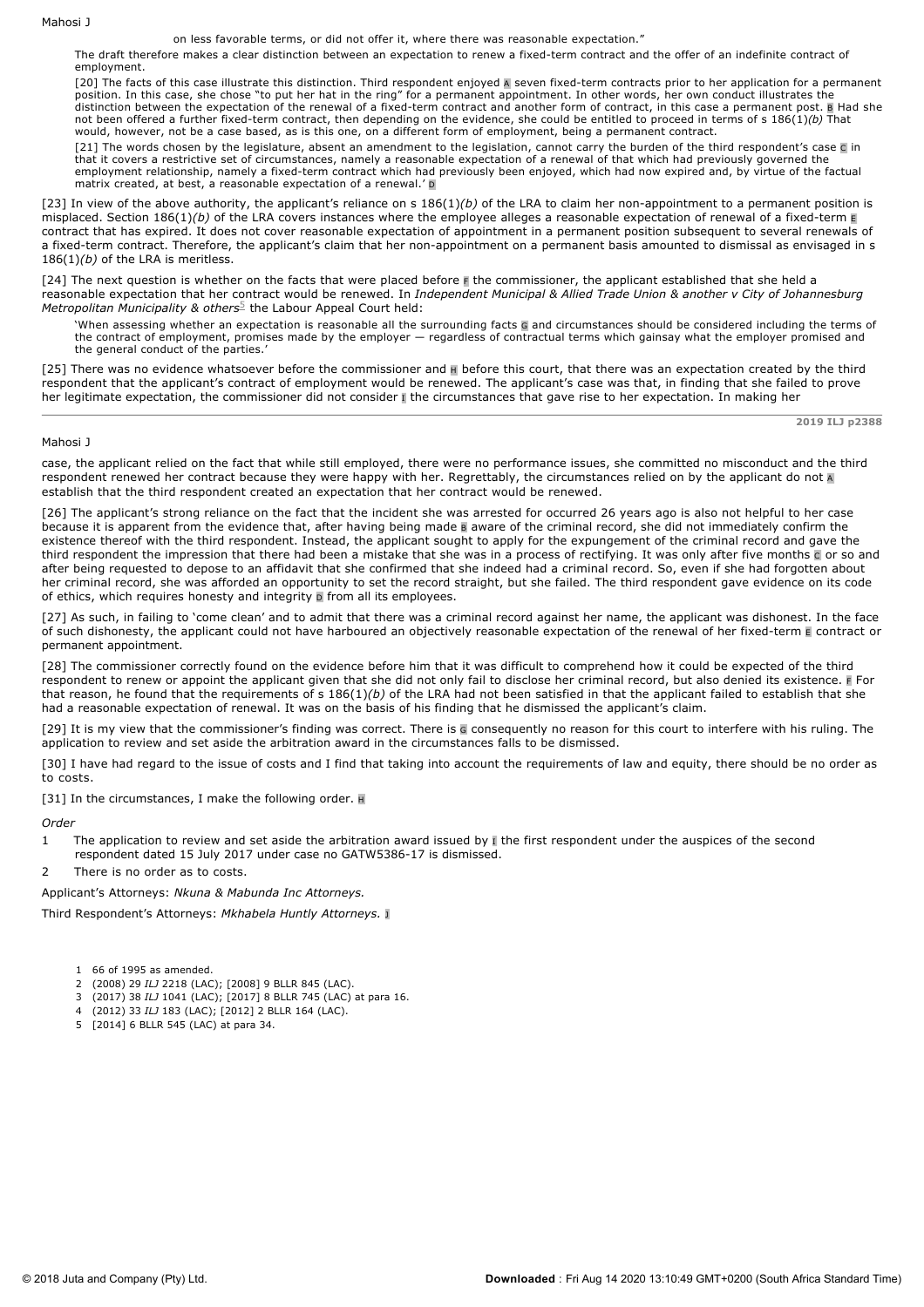on less favorable terms, or did not offer it, where there was reasonable expectation."

The draft therefore makes a clear distinction between an expectation to renew a fixed-term contract and the offer of an indefinite contract of employment.

[20] The facts of this case illustrate this distinction. Third respondent enjoyed seven fixed-term contracts prior to her application for a permanent position. In this case, she chose "to put her hat in the ring" for a permanent appointment. In other words, her own conduct illustrates the distinction between the expectation of the renewal of a fixed-term contract and another form of contract, in this case a permanent post. Had she not been offered a further fixed-term contract, then depending on the evidence, she could be entitled to proceed in terms of s 186(1)*(b)* That would, however, not be a case based, as is this one, on a different form of employment, being a permanent contract.

[21] The words chosen by the legislature, absent an amendment to the legislation, cannot carry the burden of the third respondent's case in that it covers a restrictive set of circumstances, namely a reasonable expectation of a renewal of that which had previously governed the employment relationship, namely a fixed-term contract which had previously been enjoyed, which had now expired and, by virtue of the factual matrix created, at best, a reasonable expectation of a renewal.'

[23] In view of the above authority, the applicant's reliance on s 186(1)*(b)* of the LRA to claim her non-appointment to a permanent position is misplaced. Section 186(1)*(b)* of the LRA covers instances where the employee alleges a reasonable expectation of renewal of a fixed-term contract that has expired. It does not cover reasonable expectation of appointment in a permanent position subsequent to several renewals of a fixed-term contract. Therefore, the applicant's claim that her non-appointment on a permanent basis amounted to dismissal as envisaged in s 186(1)*(b)* of the LRA is meritless.

[24] The next question is whether on the facts that were placed before the commissioner, the applicant established that she held a reasonable expectation that her contract would be renewed. In *Independent Municipal & Allied Trade Union & another v City of Johannesburg Metropolitan Municipality & others*[5] the Labour Appeal Court held:

'When assessing whether an expectation is reasonable all the surrounding facts and circumstances should be considered including the terms of the contract of employment, promises made by the employer — regardless of contractual terms which gainsay what the employer promised and the general conduct of the parties.'

[25] There was no evidence whatsoever before the commissioner and before this court, that there was an expectation created by the third respondent that the applicant's contract of employment would be renewed. The applicant's case was that, in finding that she failed to prove her legitimate expectation, the commissioner did not consider the circumstances that gave rise to her expectation. In making her case, the applicant relied on the fact that while still employed, there were no performance issues, she committed no misconduct and the third respondent renewed her contract because they were happy with her. Regrettably, the circumstances relied on by the applicant do not establish that the third respondent created an expectation that her contract would be renewed.

[26] The applicant's strong reliance on the fact that the incident she was arrested for occurred 26 years ago is also not helpful to her case because it is apparent from the evidence that, after having being made aware of the criminal record, she did not immediately confirm the existence thereof with the third respondent. Instead, the applicant sought to apply for the expungement of the criminal record and gave the third respondent the impression that there had been a mistake that she was in a process of rectifying. It was only after five months or so and after being requested to depose to an affidavit that she confirmed that she indeed had a criminal record. So, even if she had forgotten about her criminal record, she was afforded an opportunity to set the record straight, but she failed. The third respondent gave evidence on its code of ethics, which requires honesty and integrity from all its employees.

[27] As such, in failing to 'come clean' and to admit that there was a criminal record against her name, the applicant was dishonest. In the face of such dishonesty, the applicant could not have harboured an objectively reasonable expectation of the renewal of her fixed-term contract or permanent appointment.

[28] The commissioner correctly found on the evidence before him that it was difficult to comprehend how it could be expected of the third respondent to renew or appoint the applicant given that she did not only fail to disclose her criminal record, but also denied its existence. For that reason, he found that the requirements of s 186(1)*(b)* of the LRA had not been satisfied in that the applicant failed to establish that she had a reasonable expectation of renewal. It was on the basis of his finding that he dismissed the applicant's claim.

[29] It is my view that the commissioner's finding was correct. There is consequently no reason for this court to interfere with his ruling. The application to review and set aside the arbitration award in the circumstances falls to be dismissed.

[30] I have had regard to the issue of costs and I find that taking into account the requirements of law and equity, there should be no order as to costs.

[31] In the circumstances, I make the following order.

*Order*

1. The application to review and set aside the arbitration award issued by the first respondent under the auspices of the second respondent dated 15 July 2017 under case no GATW5386-17 is dismissed.
2. There is no order as to costs.

Applicant's Attorneys: *Nkuna & Mabunda Inc Attorneys.*

Third Respondent's Attorneys: *Mkhabela Huntly Attorneys.*

1 66 of 1995 as amended.

2 (2008) 29 *ILJ* 2218 (LAC); [2008] 9 BLLR 845 (LAC).

3 (2017) 38 *ILJ* 1041 (LAC); [2017] 8 BLLR 745 (LAC) at para 16.

4 (2012) 33 *ILJ* 183 (LAC); [2012] 2 BLLR 164 (LAC).

5 [2014] 6 BLLR 545 (LAC) at para 34.